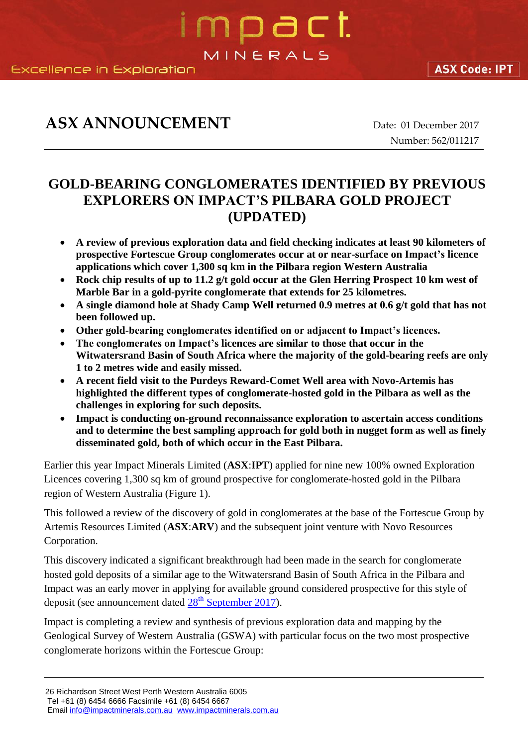impact MINERALS

Excellence in Exploration

ASX Code: IPT

# ASX ANNOUNCEMENT

Date: 01 December 2017

Number: 562/011217

## GOLD-BEARING CONGLOMERATES IDENTIFIED BY PREVIOUS EXPLORERS ON IMPACT'S PILBARA GOLD PROJECT (UPDATED)

- **A review of previous exploration data and field checking indicates at least 90 kilometers of prospective Fortescue Group conglomerates occur at or near-surface on Impact's licence applications which cover 1,300 sq km in the Pilbara region Western Australia**
- **Rock chip results of up to 11.2 g/t gold occur at the Glen Herring Prospect 10 km west of Marble Bar in a gold-pyrite conglomerate that extends for 25 kilometres.**
- **A single diamond hole at Shady Camp Well returned 0.9 metres at 0.6 g/t gold that has not been followed up.**
- **Other gold-bearing conglomerates identified on or adjacent to Impact's licences.**
- **The conglomerates on Impact's licences are similar to those that occur in the Witwatersrand Basin of South Africa where the majority of the gold-bearing reefs are only 1 to 2 metres wide and easily missed.**
- **A recent field visit to the Purdeys Reward-Comet Well area with Novo-Artemis has highlighted the different types of conglomerate-hosted gold in the Pilbara as well as the challenges in exploring for such deposits.**
- **Impact is conducting on-ground reconnaissance exploration to ascertain access conditions and to determine the best sampling approach for gold both in nugget form as well as finely disseminated gold, both of which occur in the East Pilbara.**

Earlier this year Impact Minerals Limited (**ASX**:**IPT**) applied for nine new 100% owned Exploration Licences covering 1,300 sq km of ground prospective for conglomerate-hosted gold in the Pilbara region of Western Australia (Figure 1).

This followed a review of the discovery of gold in conglomerates at the base of the Fortescue Group by Artemis Resources Limited (**ASX**:**ARV**) and the subsequent joint venture with Novo Resources Corporation.

This discovery indicated a significant breakthrough had been made in the search for conglomerate hosted gold deposits of a similar age to the Witwatersrand Basin of South Africa in the Pilbara and Impact was an early mover in applying for available ground considered prospective for this style of deposit (see announcement dated 28th September 2017).

Impact is completing a review and synthesis of previous exploration data and mapping by the Geological Survey of Western Australia (GSWA) with particular focus on the two most prospective conglomerate horizons within the Fortescue Group:

26 Richardson Street West Perth Western Australia 6005
Tel +61 (8) 6454 6666 Facsimile +61 (8) 6454 6667
Email info@impactminerals.com.au www.impactminerals.com.au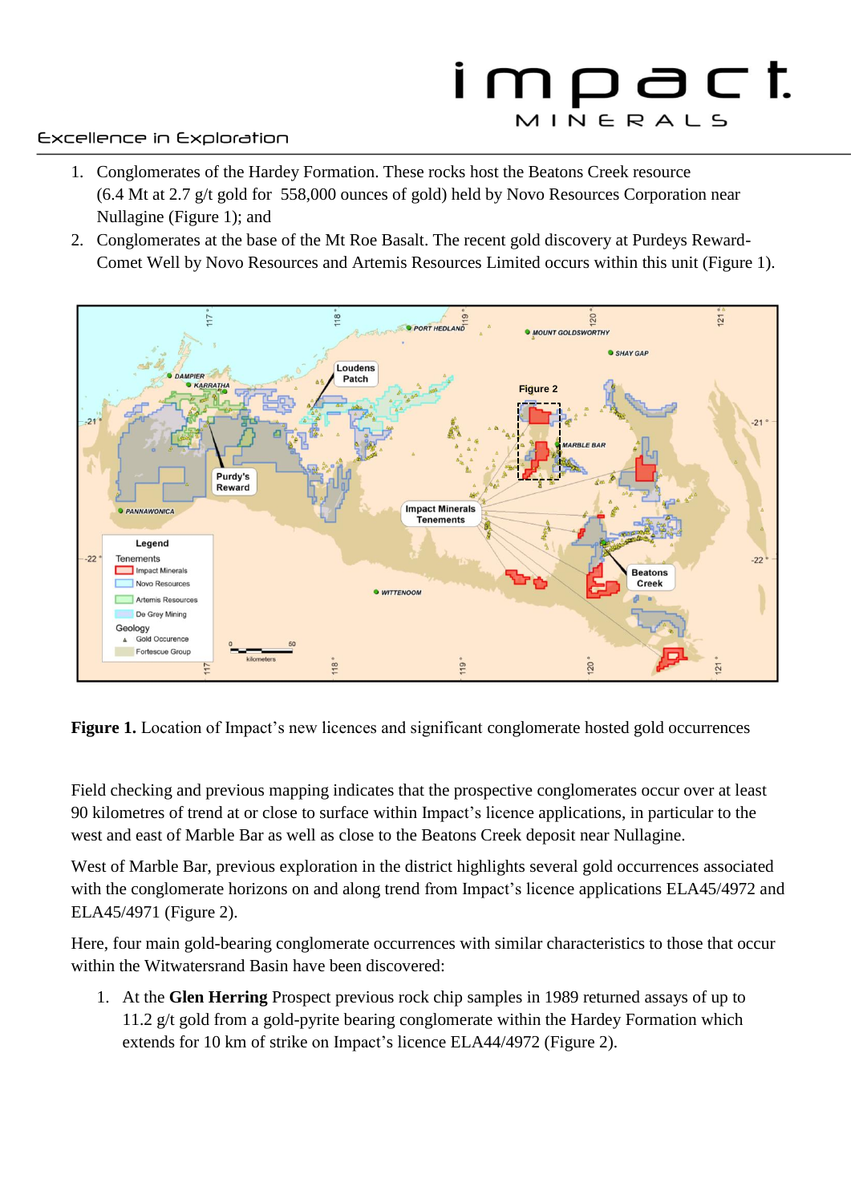1. Conglomerates of the Hardey Formation. These rocks host the Beatons Creek resource (6.4 Mt at 2.7 g/t gold for 558,000 ounces of gold) held by Novo Resources Corporation near Nullagine (Figure 1); and
2. Conglomerates at the base of the Mt Roe Basalt. The recent gold discovery at Purdeys Reward-Comet Well by Novo Resources and Artemis Resources Limited occurs within this unit (Figure 1).

**Figure 1.** Location of Impact's new licences and significant conglomerate hosted gold occurrences

Field checking and previous mapping indicates that the prospective conglomerates occur over at least 90 kilometres of trend at or close to surface within Impact's licence applications, in particular to the west and east of Marble Bar as well as close to the Beatons Creek deposit near Nullagine.

West of Marble Bar, previous exploration in the district highlights several gold occurrences associated with the conglomerate horizons on and along trend from Impact's licence applications ELA45/4972 and ELA45/4971 (Figure 2).

Here, four main gold-bearing conglomerate occurrences with similar characteristics to those that occur within the Witwatersrand Basin have been discovered:

1. At the **Glen Herring** Prospect previous rock chip samples in 1989 returned assays of up to 11.2 g/t gold from a gold-pyrite bearing conglomerate within the Hardey Formation which extends for 10 km of strike on Impact's licence ELA44/4972 (Figure 2).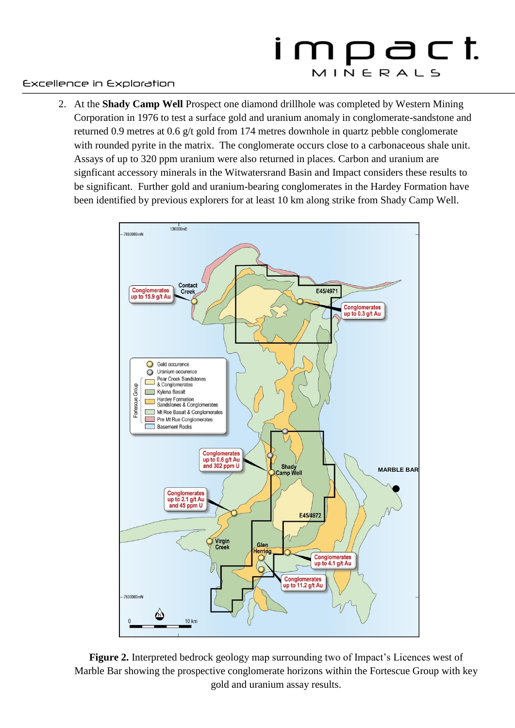2. At the **Shady Camp Well** Prospect one diamond drillhole was completed by Western Mining Corporation in 1976 to test a surface gold and uranium anomaly in conglomerate-sandstone and returned 0.9 metres at 0.6 g/t gold from 174 metres downhole in quartz pebble conglomerate with rounded pyrite in the matrix. The conglomerate occurs close to a carbonaceous shale unit. Assays of up to 320 ppm uranium were also returned in places. Carbon and uranium are signficant accessory minerals in the Witwatersrand Basin and Impact considers these results to be significant. Further gold and uranium-bearing conglomerates in the Hardey Formation have been identified by previous explorers for at least 10 km along strike from Shady Camp Well.

**Figure 2.** Interpreted bedrock geology map surrounding two of Impact's Licences west of Marble Bar showing the prospective conglomerate horizons within the Fortescue Group with key gold and uranium assay results.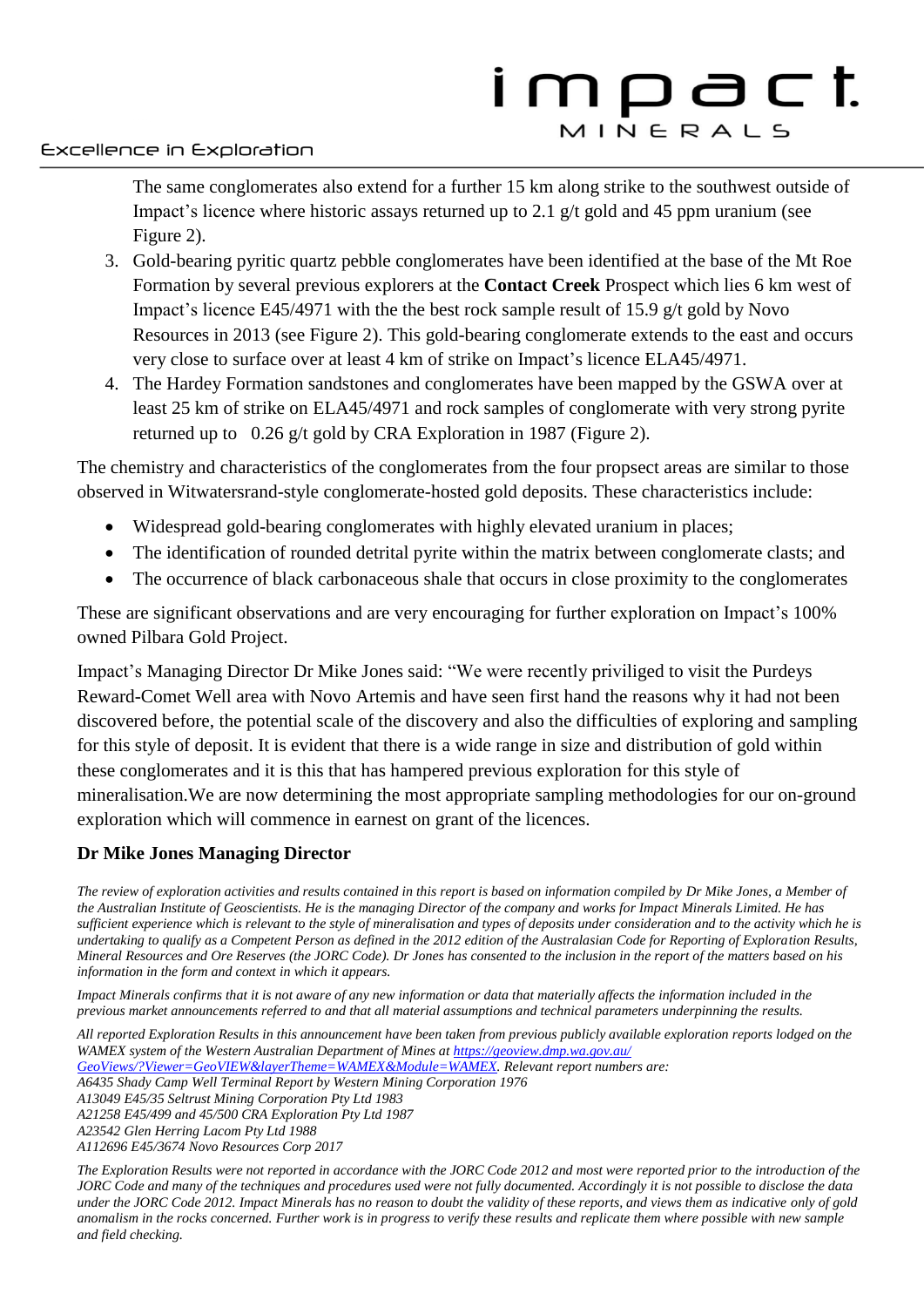The same conglomerates also extend for a further 15 km along strike to the southwest outside of Impact's licence where historic assays returned up to 2.1 g/t gold and 45 ppm uranium (see Figure 2).

3. Gold-bearing pyritic quartz pebble conglomerates have been identified at the base of the Mt Roe Formation by several previous explorers at the **Contact Creek** Prospect which lies 6 km west of Impact's licence E45/4971 with the the best rock sample result of 15.9 g/t gold by Novo Resources in 2013 (see Figure 2). This gold-bearing conglomerate extends to the east and occurs very close to surface over at least 4 km of strike on Impact's licence ELA45/4971.
4. The Hardey Formation sandstones and conglomerates have been mapped by the GSWA over at least 25 km of strike on ELA45/4971 and rock samples of conglomerate with very strong pyrite returned up to 0.26 g/t gold by CRA Exploration in 1987 (Figure 2).

The chemistry and characteristics of the conglomerates from the four propsect areas are similar to those observed in Witwatersrand-style conglomerate-hosted gold deposits. These characteristics include:

- Widespread gold-bearing conglomerates with highly elevated uranium in places;
- The identification of rounded detrital pyrite within the matrix between conglomerate clasts; and
- The occurrence of black carbonaceous shale that occurs in close proximity to the conglomerates

These are significant observations and are very encouraging for further exploration on Impact's 100% owned Pilbara Gold Project.

Impact's Managing Director Dr Mike Jones said: "We were recently priviliged to visit the Purdeys Reward-Comet Well area with Novo Artemis and have seen first hand the reasons why it had not been discovered before, the potential scale of the discovery and also the difficulties of exploring and sampling for this style of deposit. It is evident that there is a wide range in size and distribution of gold within these conglomerates and it is this that has hampered previous exploration for this style of mineralisation.We are now determining the most appropriate sampling methodologies for our on-ground exploration which will commence in earnest on grant of the licences.

**Dr Mike Jones Managing Director**

*The review of exploration activities and results contained in this report is based on information compiled by Dr Mike Jones, a Member of the Australian Institute of Geoscientists. He is the managing Director of the company and works for Impact Minerals Limited. He has sufficient experience which is relevant to the style of mineralisation and types of deposits under consideration and to the activity which he is undertaking to qualify as a Competent Person as defined in the 2012 edition of the Australasian Code for Reporting of Exploration Results, Mineral Resources and Ore Reserves (the JORC Code). Dr Jones has consented to the inclusion in the report of the matters based on his information in the form and context in which it appears.*

*Impact Minerals confirms that it is not aware of any new information or data that materially affects the information included in the previous market announcements referred to and that all material assumptions and technical parameters underpinning the results.*

*All reported Exploration Results in this announcement have been taken from previous publicly available exploration reports lodged on the WAMEX system of the Western Australian Department of Mines at https://geoview.dmp.wa.gov.au/GeoViews/?Viewer=GeoVIEW&layerTheme=WAMEX&Module=WAMEX. Relevant report numbers are:*
*A6435 Shady Camp Well Terminal Report by Western Mining Corporation 1976*
*A13049 E45/35 Seltrust Mining Corporation Pty Ltd 1983*
*A21258 E45/499 and 45/500 CRA Exploration Pty Ltd 1987*
*A23542 Glen Herring Lacom Pty Ltd 1988*
*A112696 E45/3674 Novo Resources Corp 2017*

*The Exploration Results were not reported in accordance with the JORC Code 2012 and most were reported prior to the introduction of the JORC Code and many of the techniques and procedures used were not fully documented. Accordingly it is not possible to disclose the data under the JORC Code 2012. Impact Minerals has no reason to doubt the validity of these reports, and views them as indicative only of gold anomalism in the rocks concerned. Further work is in progress to verify these results and replicate them where possible with new sample and field checking.*